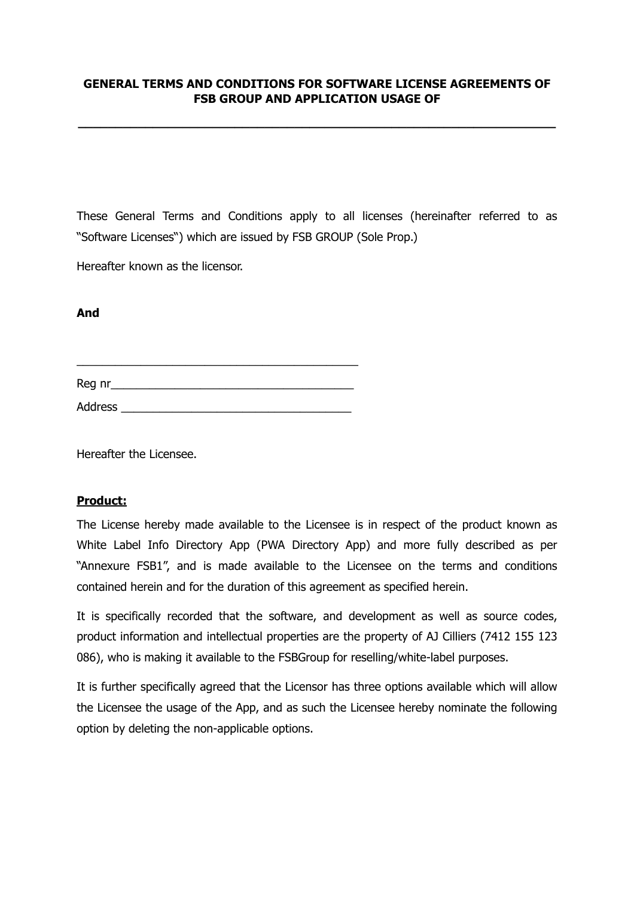**GENERAL TERMS AND CONDITIONS FOR SOFTWARE LICENSE AGREEMENTS OF FSB GROUP AND APPLICATION USAGE OF**

**_______________________________________________________________**

These General Terms and Conditions apply to all licenses (hereinafter referred to as "Software Licenses") which are issued by FSB GROUP (Sole Prop.)

Hereafter known as the licensor.

**And**

_____________________________________________

Reg nr_____________________________________

Address ___________________________________

Hereafter the Licensee.

**<u>Product:</u>**

The License hereby made available to the Licensee is in respect of the product known as White Label Info Directory App (PWA Directory App) and more fully described as per "Annexure FSB1", and is made available to the Licensee on the terms and conditions contained herein and for the duration of this agreement as specified herein.

It is specifically recorded that the software, and development as well as source codes, product information and intellectual properties are the property of AJ Cilliers (7412 155 123 086), who is making it available to the FSBGroup for reselling/white-label purposes.

It is further specifically agreed that the Licensor has three options available which will allow the Licensee the usage of the App, and as such the Licensee hereby nominate the following option by deleting the non-applicable options.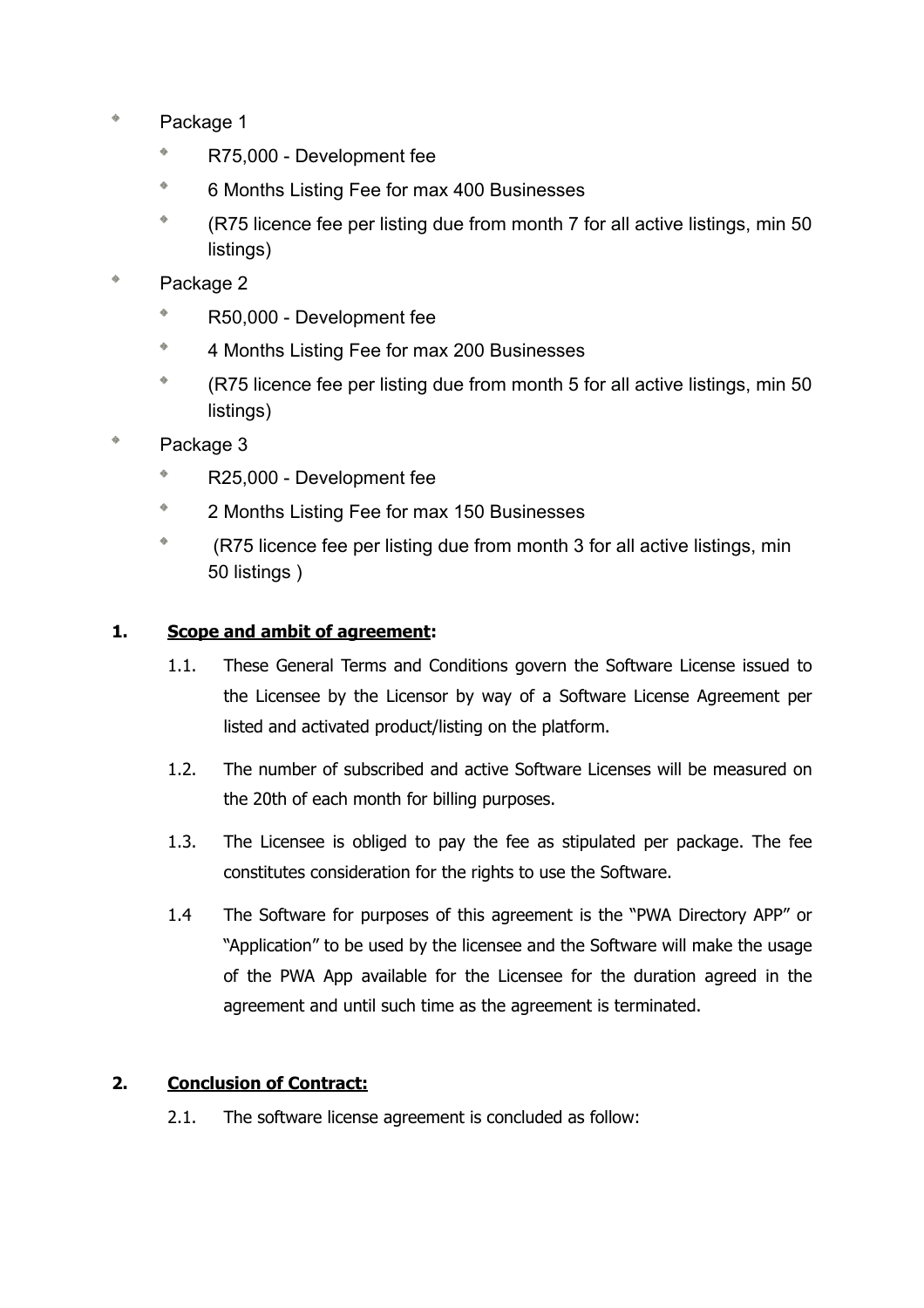- Package 1
  - R75,000 - Development fee
  - 6 Months Listing Fee for max 400 Businesses
  - (R75 licence fee per listing due from month 7 for all active listings, min 50 listings)
- Package 2
  - R50,000 - Development fee
  - 4 Months Listing Fee for max 200 Businesses
  - (R75 licence fee per listing due from month 5 for all active listings, min 50 listings)
- Package 3
  - R25,000 - Development fee
  - 2 Months Listing Fee for max 150 Businesses
  - (R75 licence fee per listing due from month 3 for all active listings, min 50 listings )

**1. <u>Scope and ambit of agreement</u>:**

1.1. These General Terms and Conditions govern the Software License issued to the Licensee by the Licensor by way of a Software License Agreement per listed and activated product/listing on the platform.

1.2. The number of subscribed and active Software Licenses will be measured on the 20th of each month for billing purposes.

1.3. The Licensee is obliged to pay the fee as stipulated per package. The fee constitutes consideration for the rights to use the Software.

1.4 The Software for purposes of this agreement is the "PWA Directory APP" or "Application" to be used by the licensee and the Software will make the usage of the PWA App available for the Licensee for the duration agreed in the agreement and until such time as the agreement is terminated.

**2. <u>Conclusion of Contract:</u>**

2.1. The software license agreement is concluded as follow: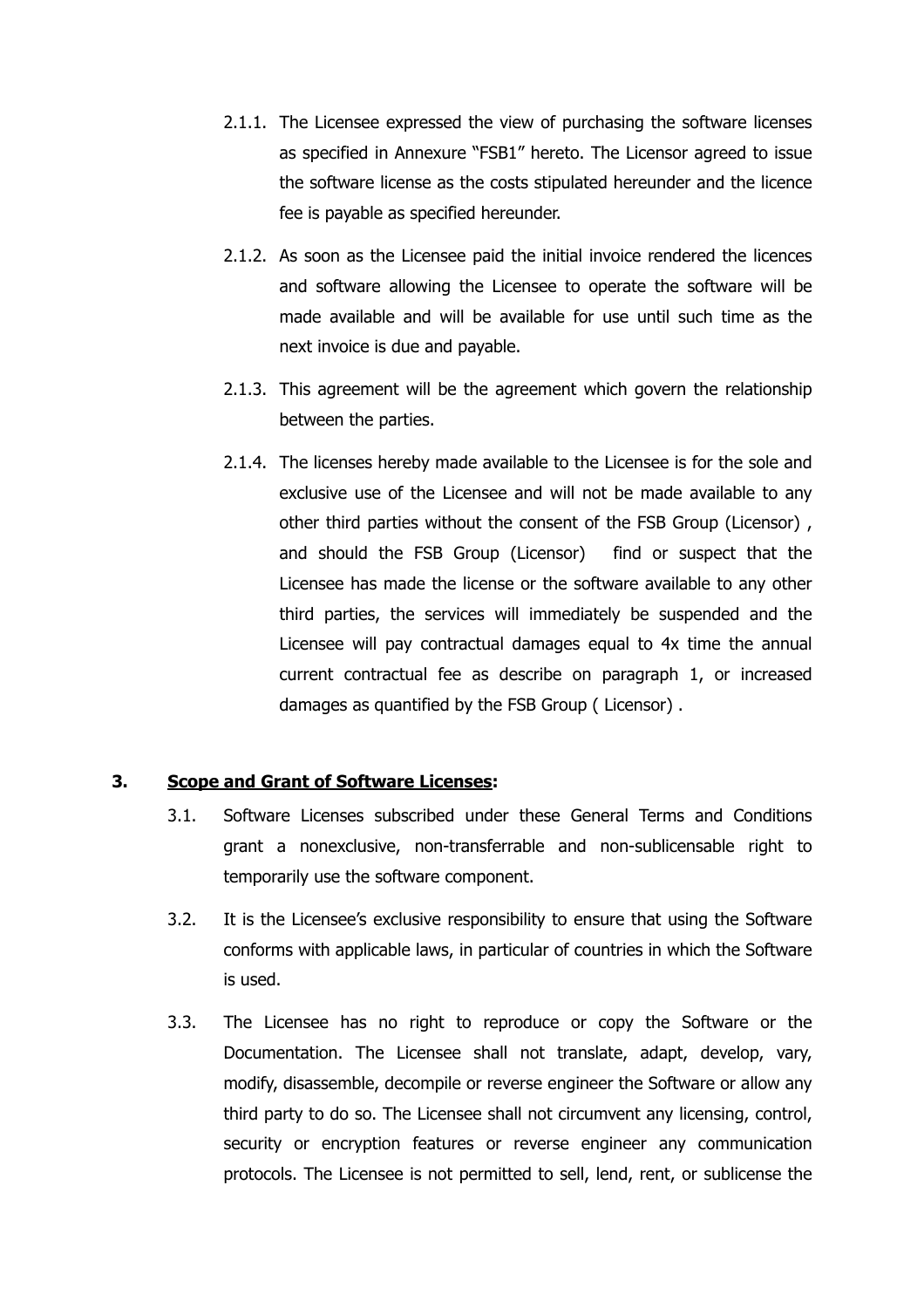2.1.1. The Licensee expressed the view of purchasing the software licenses as specified in Annexure "FSB1" hereto. The Licensor agreed to issue the software license as the costs stipulated hereunder and the licence fee is payable as specified hereunder.

2.1.2. As soon as the Licensee paid the initial invoice rendered the licences and software allowing the Licensee to operate the software will be made available and will be available for use until such time as the next invoice is due and payable.

2.1.3. This agreement will be the agreement which govern the relationship between the parties.

2.1.4. The licenses hereby made available to the Licensee is for the sole and exclusive use of the Licensee and will not be made available to any other third parties without the consent of the FSB Group (Licensor) , and should the FSB Group (Licensor) find or suspect that the Licensee has made the license or the software available to any other third parties, the services will immediately be suspended and the Licensee will pay contractual damages equal to 4x time the annual current contractual fee as describe on paragraph 1, or increased damages as quantified by the FSB Group ( Licensor) .

## 3. <u>Scope and Grant of Software Licenses</u>:

3.1. Software Licenses subscribed under these General Terms and Conditions grant a nonexclusive, non-transferrable and non-sublicensable right to temporarily use the software component.

3.2. It is the Licensee's exclusive responsibility to ensure that using the Software conforms with applicable laws, in particular of countries in which the Software is used.

3.3. The Licensee has no right to reproduce or copy the Software or the Documentation. The Licensee shall not translate, adapt, develop, vary, modify, disassemble, decompile or reverse engineer the Software or allow any third party to do so. The Licensee shall not circumvent any licensing, control, security or encryption features or reverse engineer any communication protocols. The Licensee is not permitted to sell, lend, rent, or sublicense the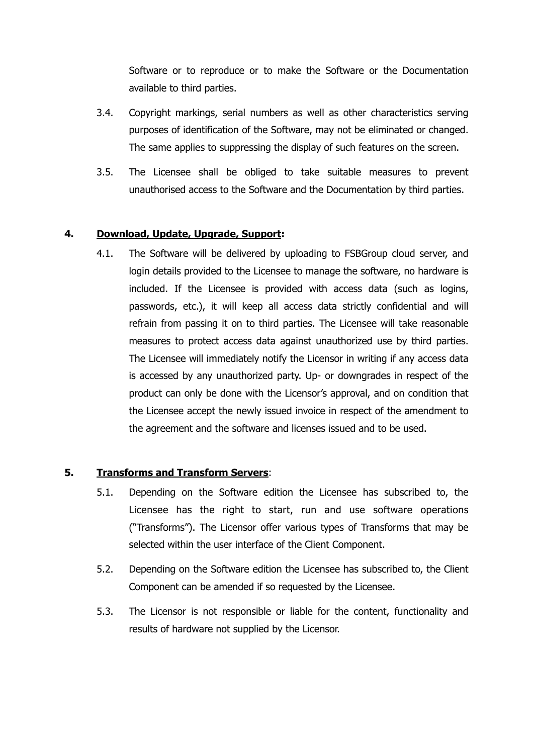Software or to reproduce or to make the Software or the Documentation available to third parties.

3.4. Copyright markings, serial numbers as well as other characteristics serving purposes of identification of the Software, may not be eliminated or changed. The same applies to suppressing the display of such features on the screen.

3.5. The Licensee shall be obliged to take suitable measures to prevent unauthorised access to the Software and the Documentation by third parties.

**4. <u>Download, Update, Upgrade, Support</u>:**

4.1. The Software will be delivered by uploading to FSBGroup cloud server, and login details provided to the Licensee to manage the software, no hardware is included. If the Licensee is provided with access data (such as logins, passwords, etc.), it will keep all access data strictly confidential and will refrain from passing it on to third parties. The Licensee will take reasonable measures to protect access data against unauthorized use by third parties. The Licensee will immediately notify the Licensor in writing if any access data is accessed by any unauthorized party. Up- or downgrades in respect of the product can only be done with the Licensor's approval, and on condition that the Licensee accept the newly issued invoice in respect of the amendment to the agreement and the software and licenses issued and to be used.

**5. <u>Transforms and Transform Servers</u>:**

5.1. Depending on the Software edition the Licensee has subscribed to, the Licensee has the right to start, run and use software operations ("Transforms"). The Licensor offer various types of Transforms that may be selected within the user interface of the Client Component.

5.2. Depending on the Software edition the Licensee has subscribed to, the Client Component can be amended if so requested by the Licensee.

5.3. The Licensor is not responsible or liable for the content, functionality and results of hardware not supplied by the Licensor.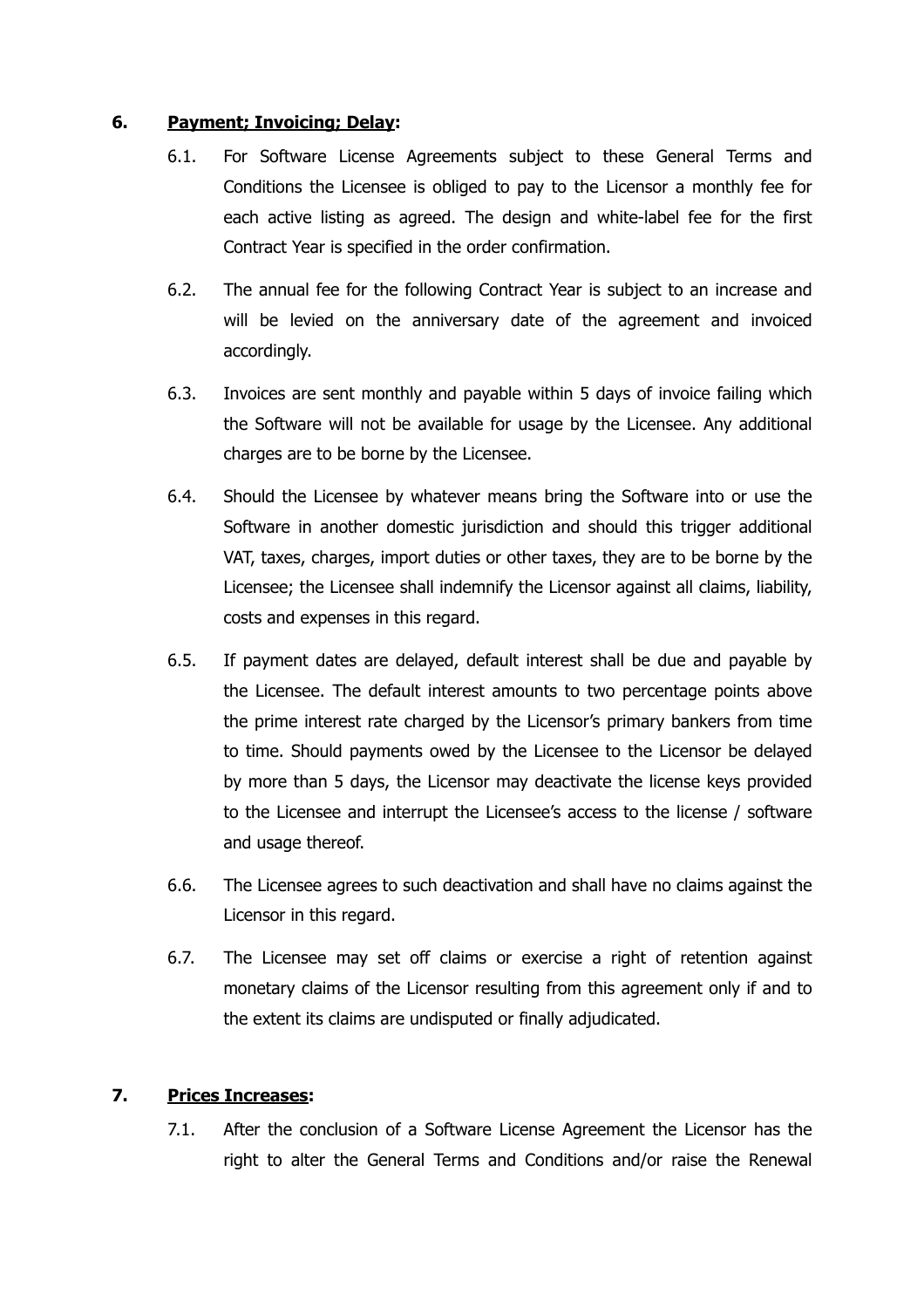## 6. **Payment; Invoicing; Delay:**

6.1. For Software License Agreements subject to these General Terms and Conditions the Licensee is obliged to pay to the Licensor a monthly fee for each active listing as agreed. The design and white-label fee for the first Contract Year is specified in the order confirmation.

6.2. The annual fee for the following Contract Year is subject to an increase and will be levied on the anniversary date of the agreement and invoiced accordingly.

6.3. Invoices are sent monthly and payable within 5 days of invoice failing which the Software will not be available for usage by the Licensee. Any additional charges are to be borne by the Licensee.

6.4. Should the Licensee by whatever means bring the Software into or use the Software in another domestic jurisdiction and should this trigger additional VAT, taxes, charges, import duties or other taxes, they are to be borne by the Licensee; the Licensee shall indemnify the Licensor against all claims, liability, costs and expenses in this regard.

6.5. If payment dates are delayed, default interest shall be due and payable by the Licensee. The default interest amounts to two percentage points above the prime interest rate charged by the Licensor's primary bankers from time to time. Should payments owed by the Licensee to the Licensor be delayed by more than 5 days, the Licensor may deactivate the license keys provided to the Licensee and interrupt the Licensee's access to the license / software and usage thereof.

6.6. The Licensee agrees to such deactivation and shall have no claims against the Licensor in this regard.

6.7. The Licensee may set off claims or exercise a right of retention against monetary claims of the Licensor resulting from this agreement only if and to the extent its claims are undisputed or finally adjudicated.

## 7. **Prices Increases:**

7.1. After the conclusion of a Software License Agreement the Licensor has the right to alter the General Terms and Conditions and/or raise the Renewal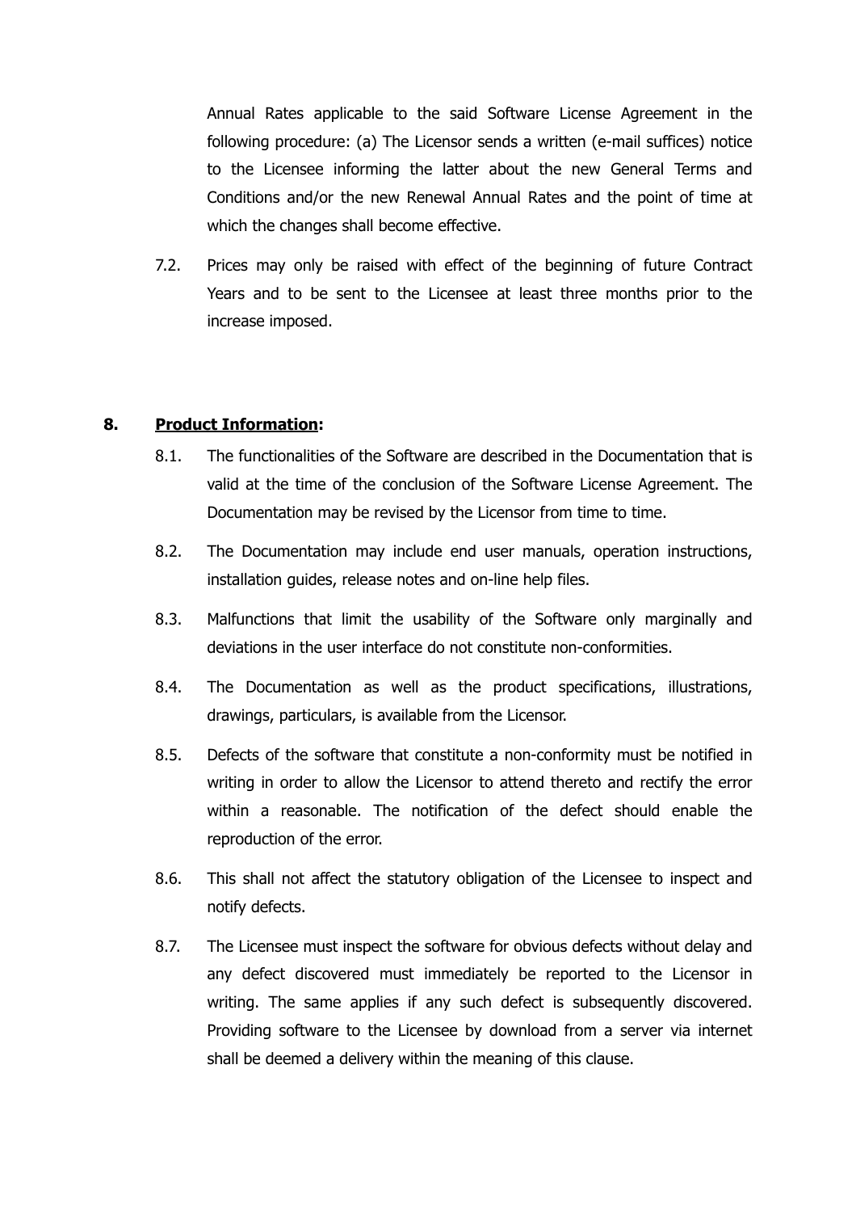Annual Rates applicable to the said Software License Agreement in the following procedure: (a) The Licensor sends a written (e-mail suffices) notice to the Licensee informing the latter about the new General Terms and Conditions and/or the new Renewal Annual Rates and the point of time at which the changes shall become effective.

7.2. Prices may only be raised with effect of the beginning of future Contract Years and to be sent to the Licensee at least three months prior to the increase imposed.

## 8. Product Information:

8.1. The functionalities of the Software are described in the Documentation that is valid at the time of the conclusion of the Software License Agreement. The Documentation may be revised by the Licensor from time to time.

8.2. The Documentation may include end user manuals, operation instructions, installation guides, release notes and on-line help files.

8.3. Malfunctions that limit the usability of the Software only marginally and deviations in the user interface do not constitute non-conformities.

8.4. The Documentation as well as the product specifications, illustrations, drawings, particulars, is available from the Licensor.

8.5. Defects of the software that constitute a non-conformity must be notified in writing in order to allow the Licensor to attend thereto and rectify the error within a reasonable. The notification of the defect should enable the reproduction of the error.

8.6. This shall not affect the statutory obligation of the Licensee to inspect and notify defects.

8.7. The Licensee must inspect the software for obvious defects without delay and any defect discovered must immediately be reported to the Licensor in writing. The same applies if any such defect is subsequently discovered. Providing software to the Licensee by download from a server via internet shall be deemed a delivery within the meaning of this clause.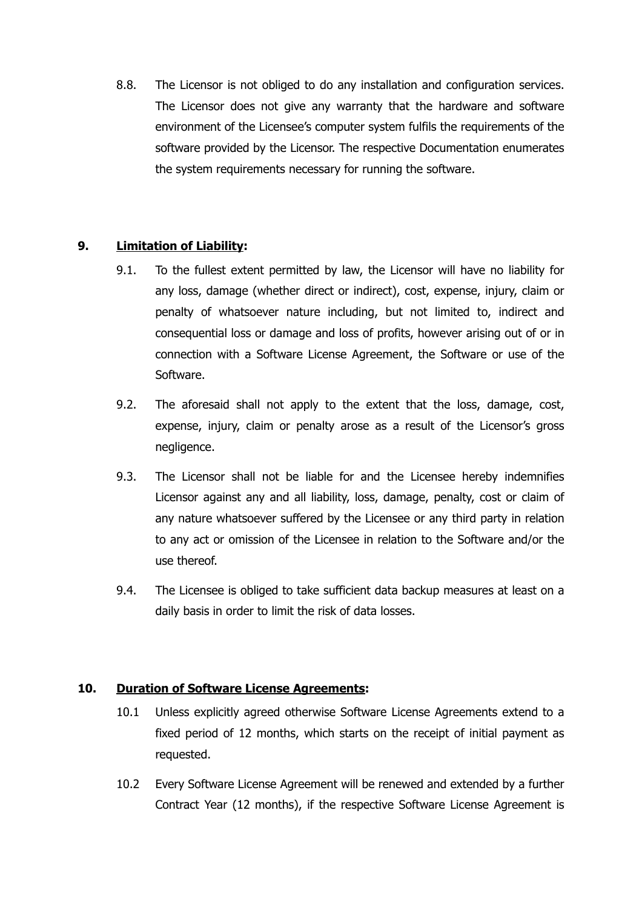8.8. The Licensor is not obliged to do any installation and configuration services. The Licensor does not give any warranty that the hardware and software environment of the Licensee's computer system fulfils the requirements of the software provided by the Licensor. The respective Documentation enumerates the system requirements necessary for running the software.

## 9. Limitation of Liability:

9.1. To the fullest extent permitted by law, the Licensor will have no liability for any loss, damage (whether direct or indirect), cost, expense, injury, claim or penalty of whatsoever nature including, but not limited to, indirect and consequential loss or damage and loss of profits, however arising out of or in connection with a Software License Agreement, the Software or use of the Software.

9.2. The aforesaid shall not apply to the extent that the loss, damage, cost, expense, injury, claim or penalty arose as a result of the Licensor's gross negligence.

9.3. The Licensor shall not be liable for and the Licensee hereby indemnifies Licensor against any and all liability, loss, damage, penalty, cost or claim of any nature whatsoever suffered by the Licensee or any third party in relation to any act or omission of the Licensee in relation to the Software and/or the use thereof.

9.4. The Licensee is obliged to take sufficient data backup measures at least on a daily basis in order to limit the risk of data losses.

## 10. Duration of Software License Agreements:

10.1 Unless explicitly agreed otherwise Software License Agreements extend to a fixed period of 12 months, which starts on the receipt of initial payment as requested.

10.2 Every Software License Agreement will be renewed and extended by a further Contract Year (12 months), if the respective Software License Agreement is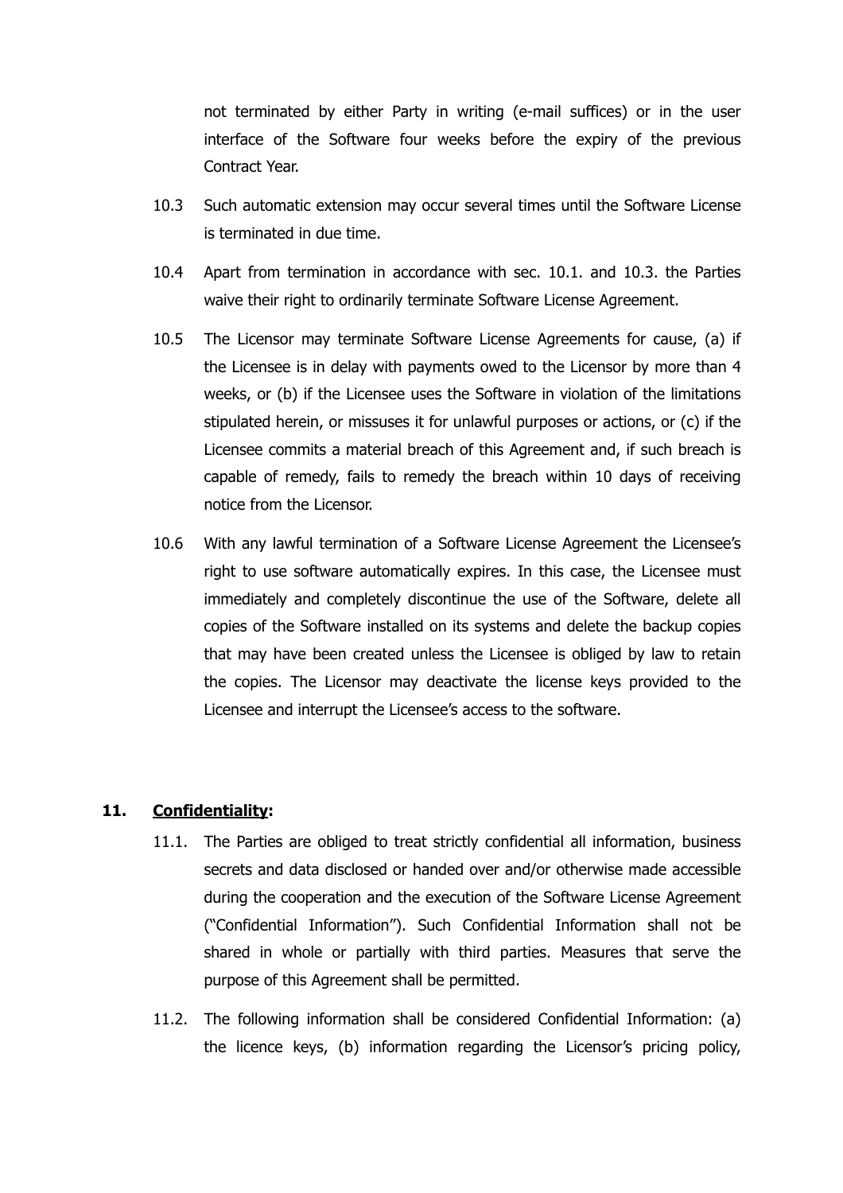not terminated by either Party in writing (e-mail suffices) or in the user interface of the Software four weeks before the expiry of the previous Contract Year.

10.3 Such automatic extension may occur several times until the Software License is terminated in due time.

10.4 Apart from termination in accordance with sec. 10.1. and 10.3. the Parties waive their right to ordinarily terminate Software License Agreement.

10.5 The Licensor may terminate Software License Agreements for cause, (a) if the Licensee is in delay with payments owed to the Licensor by more than 4 weeks, or (b) if the Licensee uses the Software in violation of the limitations stipulated herein, or missuses it for unlawful purposes or actions, or (c) if the Licensee commits a material breach of this Agreement and, if such breach is capable of remedy, fails to remedy the breach within 10 days of receiving notice from the Licensor.

10.6 With any lawful termination of a Software License Agreement the Licensee's right to use software automatically expires. In this case, the Licensee must immediately and completely discontinue the use of the Software, delete all copies of the Software installed on its systems and delete the backup copies that may have been created unless the Licensee is obliged by law to retain the copies. The Licensor may deactivate the license keys provided to the Licensee and interrupt the Licensee's access to the software.

## 11. Confidentiality:

11.1. The Parties are obliged to treat strictly confidential all information, business secrets and data disclosed or handed over and/or otherwise made accessible during the cooperation and the execution of the Software License Agreement ("Confidential Information"). Such Confidential Information shall not be shared in whole or partially with third parties. Measures that serve the purpose of this Agreement shall be permitted.

11.2. The following information shall be considered Confidential Information: (a) the licence keys, (b) information regarding the Licensor's pricing policy,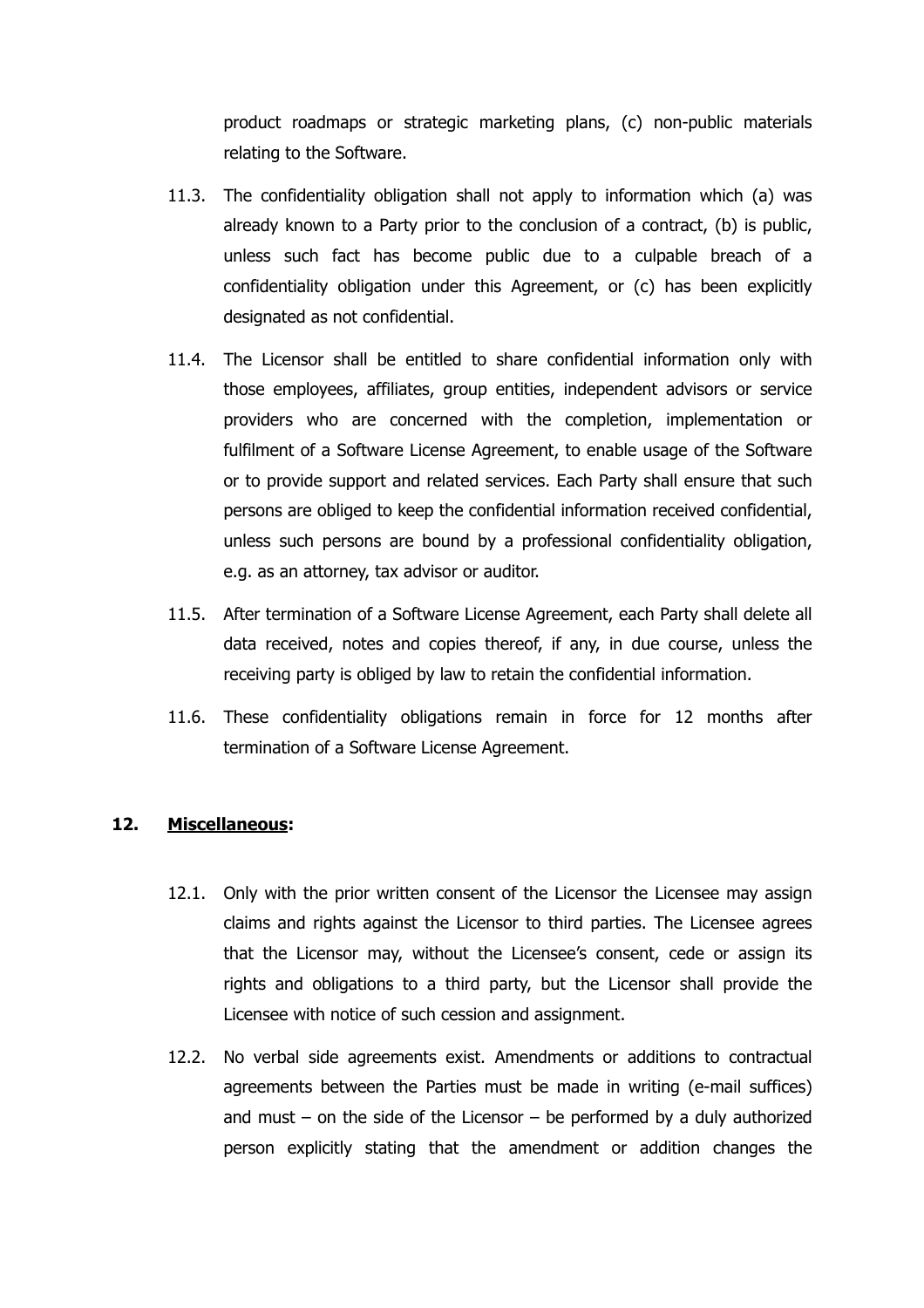product roadmaps or strategic marketing plans, (c) non-public materials relating to the Software.

11.3. The confidentiality obligation shall not apply to information which (a) was already known to a Party prior to the conclusion of a contract, (b) is public, unless such fact has become public due to a culpable breach of a confidentiality obligation under this Agreement, or (c) has been explicitly designated as not confidential.

11.4. The Licensor shall be entitled to share confidential information only with those employees, affiliates, group entities, independent advisors or service providers who are concerned with the completion, implementation or fulfilment of a Software License Agreement, to enable usage of the Software or to provide support and related services. Each Party shall ensure that such persons are obliged to keep the confidential information received confidential, unless such persons are bound by a professional confidentiality obligation, e.g. as an attorney, tax advisor or auditor.

11.5. After termination of a Software License Agreement, each Party shall delete all data received, notes and copies thereof, if any, in due course, unless the receiving party is obliged by law to retain the confidential information.

11.6. These confidentiality obligations remain in force for 12 months after termination of a Software License Agreement.

## 12. **<u>Miscellaneous</u>:**

12.1. Only with the prior written consent of the Licensor the Licensee may assign claims and rights against the Licensor to third parties. The Licensee agrees that the Licensor may, without the Licensee's consent, cede or assign its rights and obligations to a third party, but the Licensor shall provide the Licensee with notice of such cession and assignment.

12.2. No verbal side agreements exist. Amendments or additions to contractual agreements between the Parties must be made in writing (e-mail suffices) and must – on the side of the Licensor – be performed by a duly authorized person explicitly stating that the amendment or addition changes the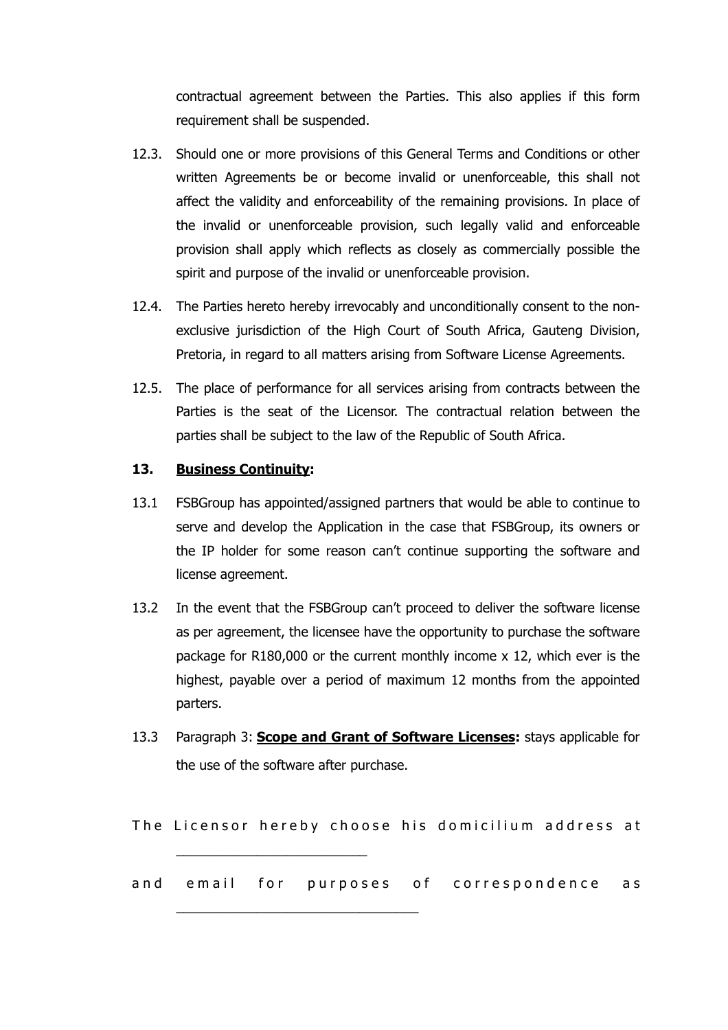contractual agreement between the Parties. This also applies if this form requirement shall be suspended.

12.3. Should one or more provisions of this General Terms and Conditions or other written Agreements be or become invalid or unenforceable, this shall not affect the validity and enforceability of the remaining provisions. In place of the invalid or unenforceable provision, such legally valid and enforceable provision shall apply which reflects as closely as commercially possible the spirit and purpose of the invalid or unenforceable provision.

12.4. The Parties hereto hereby irrevocably and unconditionally consent to the non-exclusive jurisdiction of the High Court of South Africa, Gauteng Division, Pretoria, in regard to all matters arising from Software License Agreements.

12.5. The place of performance for all services arising from contracts between the Parties is the seat of the Licensor. The contractual relation between the parties shall be subject to the law of the Republic of South Africa.

**13. Business Continuity:**

13.1 FSBGroup has appointed/assigned partners that would be able to continue to serve and develop the Application in the case that FSBGroup, its owners or the IP holder for some reason can't continue supporting the software and license agreement.

13.2 In the event that the FSBGroup can't proceed to deliver the software license as per agreement, the licensee have the opportunity to purchase the software package for R180,000 or the current monthly income x 12, which ever is the highest, payable over a period of maximum 12 months from the appointed parters.

13.3 Paragraph 3: **Scope and Grant of Software Licenses:** stays applicable for the use of the software after purchase.

The Licensor hereby choose his domicilium address at ________________________

and email for purposes of correspondence as ______________________________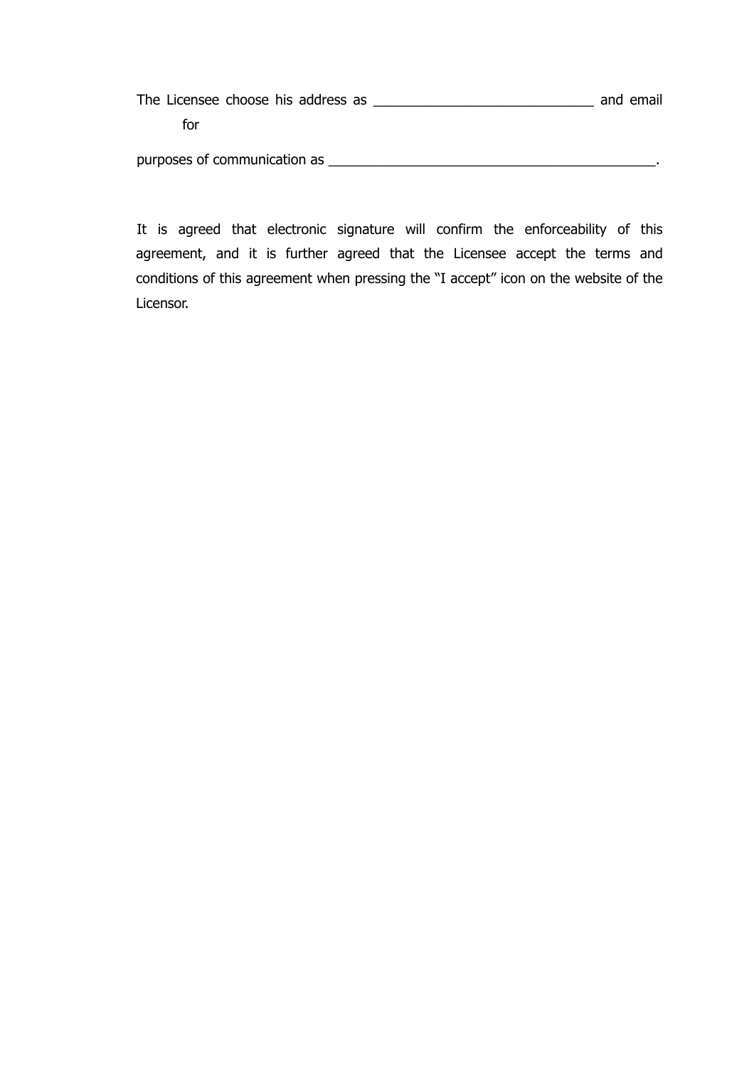The Licensee choose his address as _____________________________ and email for

purposes of communication as ____________________________________________.

It is agreed that electronic signature will confirm the enforceability of this agreement, and it is further agreed that the Licensee accept the terms and conditions of this agreement when pressing the "I accept" icon on the website of the Licensor.